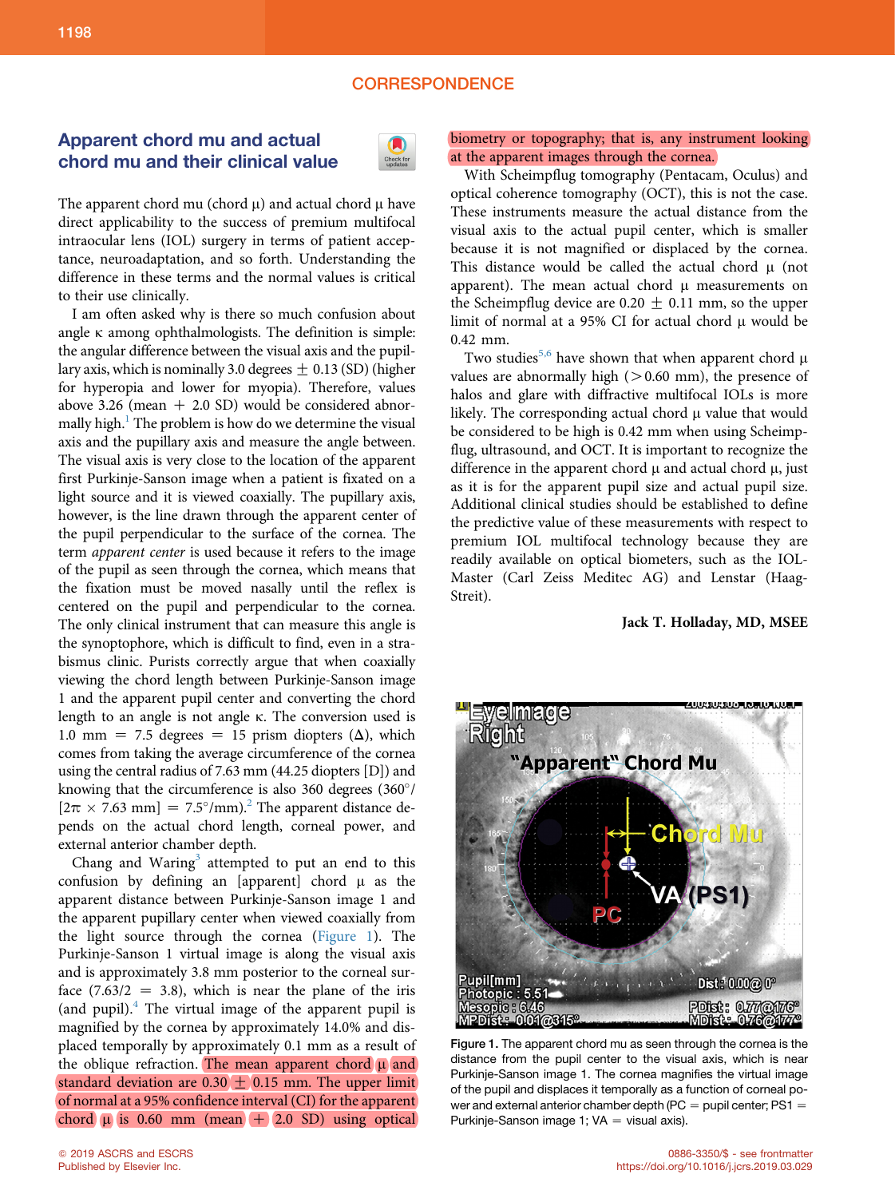CORRESPONDENCE

## Apparent chord mu and actual chord mu and their clinical value

The apparent chord mu (chord μ) and actual chord μ have direct applicability to the success of premium multifocal intraocular lens (IOL) surgery in terms of patient acceptance, neuroadaptation, and so forth. Understanding the difference in these terms and the normal values is critical to their use clinically.

I am often asked why is there so much confusion about angle κ among ophthalmologists. The definition is simple: the angular difference between the visual axis and the pupillary axis, which is nominally 3.0 degrees ± 0.13 (SD) (higher for hyperopia and lower for myopia). Therefore, values above 3.26 (mean + 2.0 SD) would be considered abnormally high.[1] The problem is how do we determine the visual axis and the pupillary axis and measure the angle between. The visual axis is very close to the location of the apparent first Purkinje-Sanson image when a patient is fixated on a light source and it is viewed coaxially. The pupillary axis, however, is the line drawn through the apparent center of the pupil perpendicular to the surface of the cornea. The term *apparent center* is used because it refers to the image of the pupil as seen through the cornea, which means that the fixation must be moved nasally until the reflex is centered on the pupil and perpendicular to the cornea. The only clinical instrument that can measure this angle is the synoptophore, which is difficult to find, even in a strabismus clinic. Purists correctly argue that when coaxially viewing the chord length between Purkinje-Sanson image 1 and the apparent pupil center and converting the chord length to an angle is not angle κ. The conversion used is 1.0 mm = 7.5 degrees = 15 prism diopters (Δ), which comes from taking the average circumference of the cornea using the central radius of 7.63 mm (44.25 diopters [D]) and knowing that the circumference is also 360 degrees ($360^\circ/[2\pi \times 7.63 \text{ mm}] = 7.5^\circ/\text{mm}$).[2] The apparent distance depends on the actual chord length, corneal power, and external anterior chamber depth.

Chang and Waring[3] attempted to put an end to this confusion by defining an [apparent] chord μ as the apparent distance between Purkinje-Sanson image 1 and the apparent pupillary center when viewed coaxially from the light source through the cornea (Figure 1). The Purkinje-Sanson 1 virtual image is along the visual axis and is approximately 3.8 mm posterior to the corneal surface (7.63/2 = 3.8), which is near the plane of the iris (and pupil).[4] The virtual image of the apparent pupil is magnified by the cornea by approximately 14.0% and displaced temporally by approximately 0.1 mm as a result of the oblique refraction. The mean apparent chord μ and standard deviation are 0.30 ± 0.15 mm. The upper limit of normal at a 95% confidence interval (CI) for the apparent chord μ is 0.60 mm (mean + 2.0 SD) using optical biometry or topography; that is, any instrument looking at the apparent images through the cornea.

With Scheimpflug tomography (Pentacam, Oculus) and optical coherence tomography (OCT), this is not the case. These instruments measure the actual distance from the visual axis to the actual pupil center, which is smaller because it is not magnified or displaced by the cornea. This distance would be called the actual chord μ (not apparent). The mean actual chord μ measurements on the Scheimpflug device are 0.20 ± 0.11 mm, so the upper limit of normal at a 95% CI for actual chord μ would be 0.42 mm.

Two studies[5,6] have shown that when apparent chord μ values are abnormally high (>0.60 mm), the presence of halos and glare with diffractive multifocal IOLs is more likely. The corresponding actual chord μ value that would be considered to be high is 0.42 mm when using Scheimpflug, ultrasound, and OCT. It is important to recognize the difference in the apparent chord μ and actual chord μ, just as it is for the apparent pupil size and actual pupil size. Additional clinical studies should be established to define the predictive value of these measurements with respect to premium IOL multifocal technology because they are readily available on optical biometers, such as the IOLMaster (Carl Zeiss Meditec AG) and Lenstar (Haag-Streit).

**Jack T. Holladay, MD, MSEE**

Figure 1. The apparent chord mu as seen through the cornea is the distance from the pupil center to the visual axis, which is near Purkinje-Sanson image 1. The cornea magnifies the virtual image of the pupil and displaces it temporally as a function of corneal power and external anterior chamber depth (PC = pupil center; PS1 = Purkinje-Sanson image 1; VA = visual axis).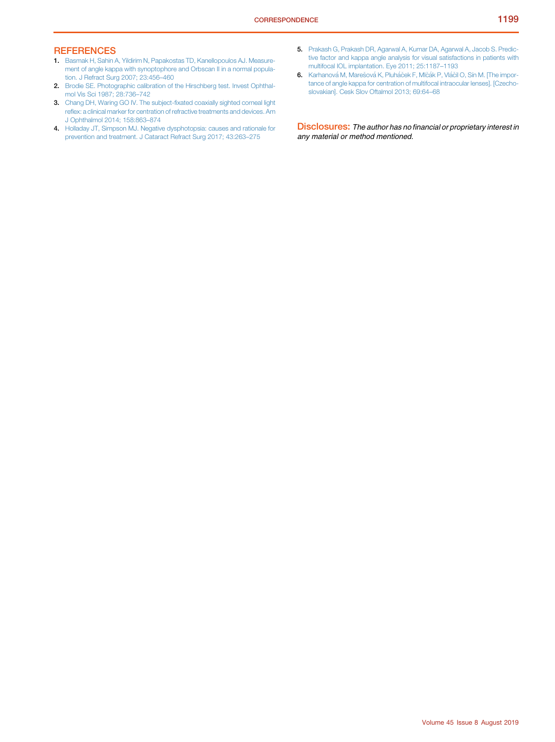## REFERENCES

1. Basmak H, Sahin A, Yildirim N, Papakostas TD, Kanellopoulos AJ. Measurement of angle kappa with synoptophore and Orbscan II in a normal population. J Refract Surg 2007; 23:456–460
2. Brodie SE. Photographic calibration of the Hirschberg test. Invest Ophthalmol Vis Sci 1987; 28:736–742
3. Chang DH, Waring GO IV. The subject-fixated coaxially sighted corneal light reflex: a clinical marker for centration of refractive treatments and devices. Am J Ophthalmol 2014; 158:863–874
4. Holladay JT, Simpson MJ. Negative dysphotopsia: causes and rationale for prevention and treatment. J Cataract Refract Surg 2017; 43:263–275
5. Prakash G, Prakash DR, Agarwal A, Kumar DA, Agarwal A, Jacob S. Predictive factor and kappa angle analysis for visual satisfactions in patients with multifocal IOL implantation. Eye 2011; 25:1187–1193
6. Karhanová M, Marešová K, Pluháček F, Mlčák P, Vláčil O, Sín M. [The importance of angle kappa for centration of multifocal intraocular lenses]. [Czechoslovakian]. Cesk Slov Oftalmol 2013; 69:64–68

**Disclosures:** *The author has no financial or proprietary interest in any material or method mentioned.*